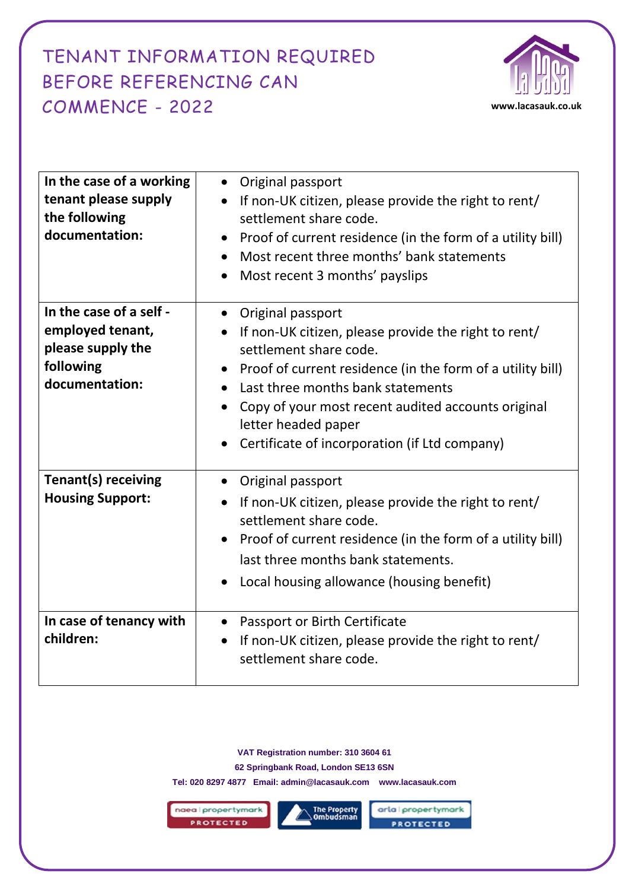# TENANT INFORMATION REQUIRED BEFORE REFERENCING CAN COMMENCE - 2022

www.lacasauk.co.uk

| | |
|---|---|
| **In the case of a working tenant please supply the following documentation:** | • Original passport<br>• If non-UK citizen, please provide the right to rent/ settlement share code.<br>• Proof of current residence (in the form of a utility bill)<br>• Most recent three months' bank statements<br>• Most recent 3 months' payslips |
| **In the case of a self - employed tenant, please supply the following documentation:** | • Original passport<br>• If non-UK citizen, please provide the right to rent/ settlement share code.<br>• Proof of current residence (in the form of a utility bill)<br>• Last three months bank statements<br>• Copy of your most recent audited accounts original letter headed paper<br>• Certificate of incorporation (if Ltd company) |
| **Tenant(s) receiving Housing Support:** | • Original passport<br>• If non-UK citizen, please provide the right to rent/ settlement share code.<br>• Proof of current residence (in the form of a utility bill) last three months bank statements.<br>• Local housing allowance (housing benefit) |
| **In case of tenancy with children:** | • Passport or Birth Certificate<br>• If non-UK citizen, please provide the right to rent/ settlement share code. |

VAT Registration number: 310 3604 61
62 Springbank Road, London SE13 6SN
Tel: 020 8297 4877 Email: admin@lacasauk.com www.lacasauk.com

naea | propertymark PROTECTED
The Property Ombudsman
arla | propertymark PROTECTED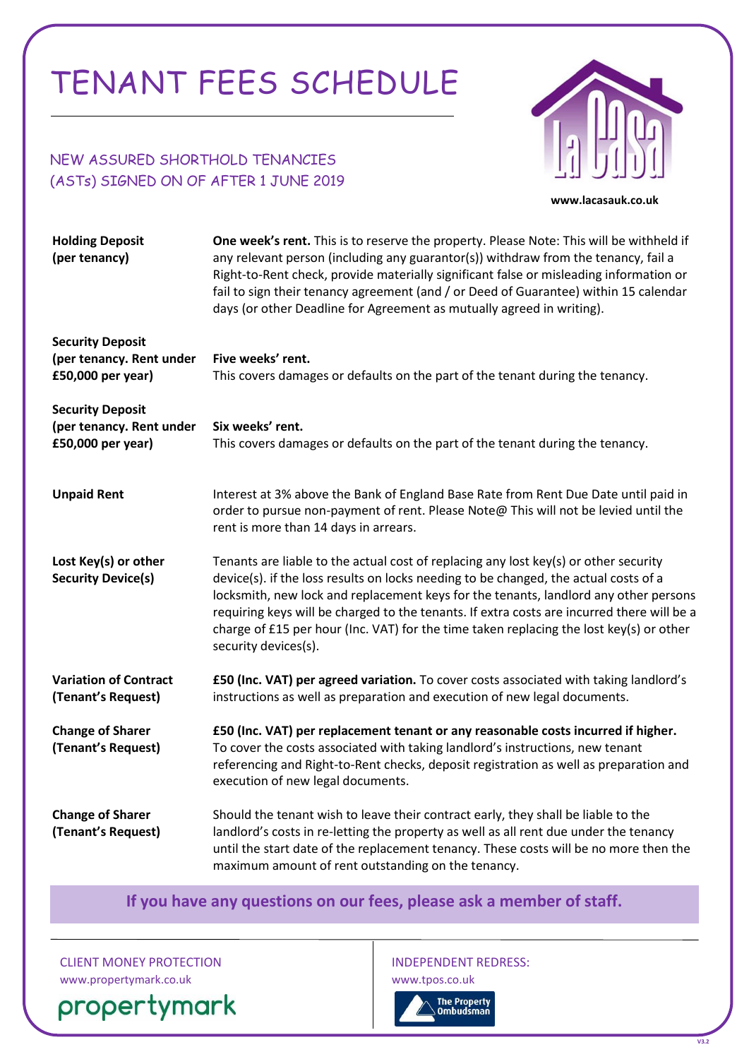# TENANT FEES SCHEDULE

## NEW ASSURED SHORTHOLD TENANCIES (ASTs) SIGNED ON OF AFTER 1 JUNE 2019

www.lacasauk.co.uk

| | |
|---|---|
| **Holding Deposit (per tenancy)** | **One week's rent.** This is to reserve the property. Please Note: This will be withheld if any relevant person (including any guarantor(s)) withdraw from the tenancy, fail a Right-to-Rent check, provide materially significant false or misleading information or fail to sign their tenancy agreement (and / or Deed of Guarantee) within 15 calendar days (or other Deadline for Agreement as mutually agreed in writing). |
| **Security Deposit (per tenancy. Rent under £50,000 per year)** | **Five weeks' rent.** This covers damages or defaults on the part of the tenant during the tenancy. |
| **Security Deposit (per tenancy. Rent under £50,000 per year)** | **Six weeks' rent.** This covers damages or defaults on the part of the tenant during the tenancy. |
| **Unpaid Rent** | Interest at 3% above the Bank of England Base Rate from Rent Due Date until paid in order to pursue non-payment of rent. Please Note@ This will not be levied until the rent is more than 14 days in arrears. |
| **Lost Key(s) or other Security Device(s)** | Tenants are liable to the actual cost of replacing any lost key(s) or other security device(s). if the loss results on locks needing to be changed, the actual costs of a locksmith, new lock and replacement keys for the tenants, landlord any other persons requiring keys will be charged to the tenants. If extra costs are incurred there will be a charge of £15 per hour (Inc. VAT) for the time taken replacing the lost key(s) or other security devices(s). |
| **Variation of Contract (Tenant's Request)** | **£50 (Inc. VAT) per agreed variation.** To cover costs associated with taking landlord's instructions as well as preparation and execution of new legal documents. |
| **Change of Sharer (Tenant's Request)** | **£50 (Inc. VAT) per replacement tenant or any reasonable costs incurred if higher.** To cover the costs associated with taking landlord's instructions, new tenant referencing and Right-to-Rent checks, deposit registration as well as preparation and execution of new legal documents. |
| **Change of Sharer (Tenant's Request)** | Should the tenant wish to leave their contract early, they shall be liable to the landlord's costs in re-letting the property as well as all rent due under the tenancy until the start date of the replacement tenancy. These costs will be no more then the maximum amount of rent outstanding on the tenancy. |

**If you have any questions on our fees, please ask a member of staff.**

CLIENT MONEY PROTECTION
www.propertymark.co.uk

propertymark

INDEPENDENT REDRESS:
www.tpos.co.uk

The Property Ombudsman

V3.2